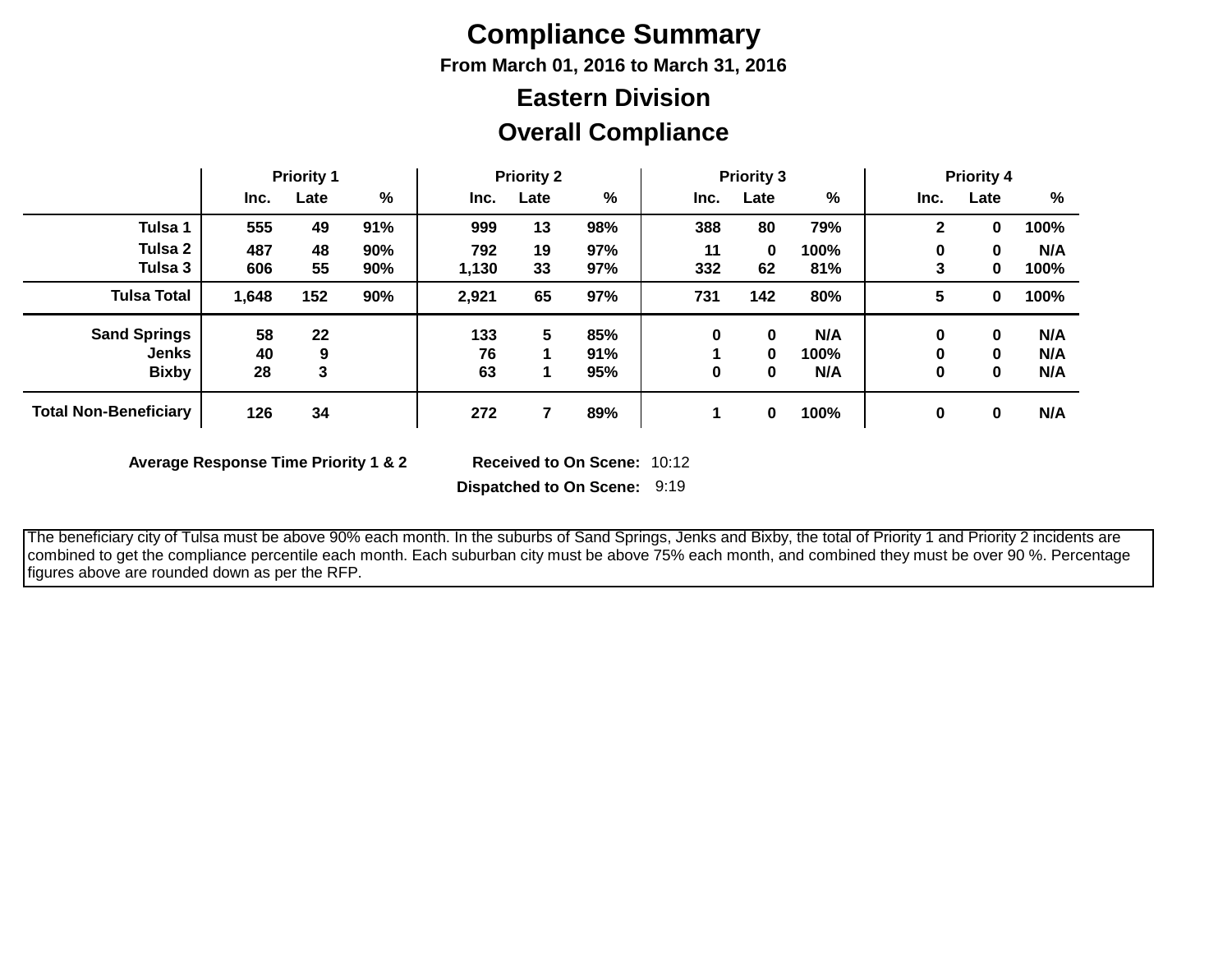# Compliance Summary

### From March 01, 2016 to March 31, 2016

## Eastern Division

## Overall Compliance

| | Priority 1 | | | Priority 2 | | | Priority 3 | | | Priority 4 | | |
|---|---|---|---|---|---|---|---|---|---|---|---|---|
| | Inc. | Late | % | Inc. | Late | % | Inc. | Late | % | Inc. | Late | % |
| **Tulsa 1** | 555 | 49 | 91% | 999 | 13 | 98% | 388 | 80 | 79% | 2 | 0 | 100% |
| **Tulsa 2** | 487 | 48 | 90% | 792 | 19 | 97% | 11 | 0 | 100% | 0 | 0 | N/A |
| **Tulsa 3** | 606 | 55 | 90% | 1,130 | 33 | 97% | 332 | 62 | 81% | 3 | 0 | 100% |
| **Tulsa Total** | 1,648 | 152 | 90% | 2,921 | 65 | 97% | 731 | 142 | 80% | 5 | 0 | 100% |
| **Sand Springs** | 58 | 22 | | 133 | 5 | 85% | 0 | 0 | N/A | 0 | 0 | N/A |
| **Jenks** | 40 | 9 | | 76 | 1 | 91% | 1 | 0 | 100% | 0 | 0 | N/A |
| **Bixby** | 28 | 3 | | 63 | 1 | 95% | 0 | 0 | N/A | 0 | 0 | N/A |
| **Total Non-Beneficiary** | 126 | 34 | | 272 | 7 | 89% | 1 | 0 | 100% | 0 | 0 | N/A |

**Average Response Time Priority 1 & 2**

**Received to On Scene:** 10:12

**Dispatched to On Scene:** 9:19

The beneficiary city of Tulsa must be above 90% each month. In the suburbs of Sand Springs, Jenks and Bixby, the total of Priority 1 and Priority 2 incidents are combined to get the compliance percentile each month. Each suburban city must be above 75% each month, and combined they must be over 90 %. Percentage figures above are rounded down as per the RFP.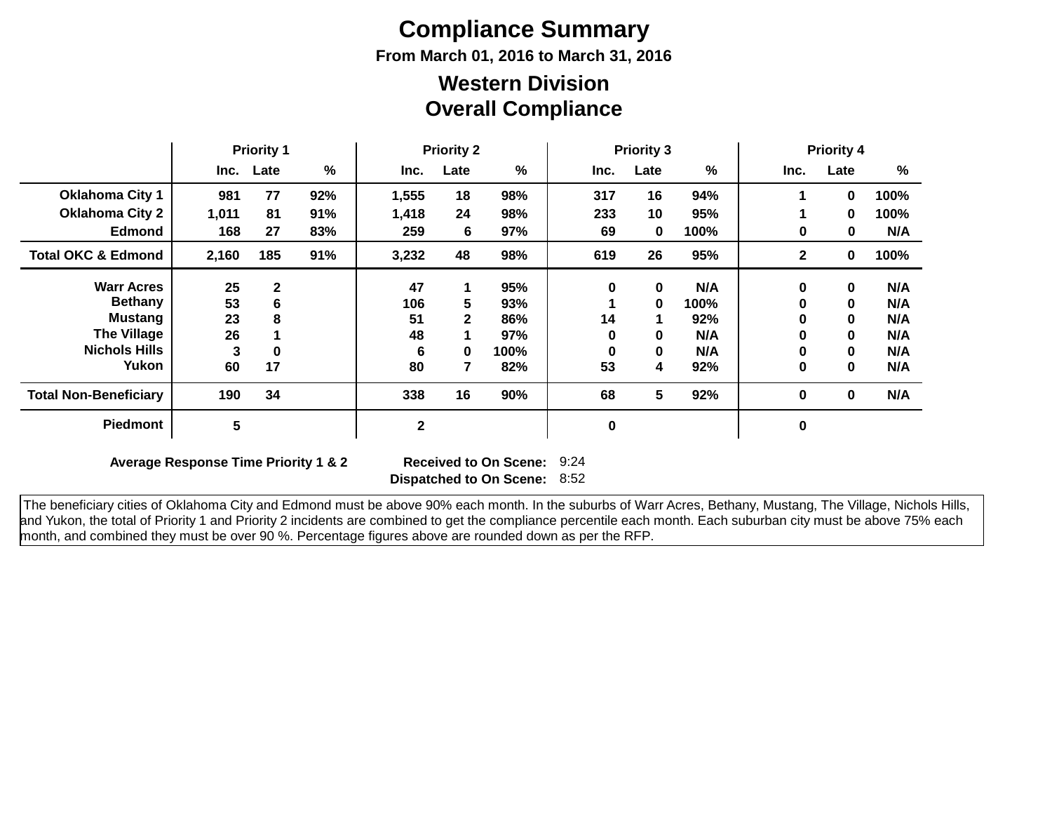# Compliance Summary

### From March 01, 2016 to March 31, 2016

## Western Division
## Overall Compliance

| | Priority 1 | | | Priority 2 | | | Priority 3 | | | Priority 4 | | |
|---|---|---|---|---|---|---|---|---|---|---|---|---|
| | Inc. | Late | % | Inc. | Late | % | Inc. | Late | % | Inc. | Late | % |
| **Oklahoma City 1** | 981 | 77 | 92% | 1,555 | 18 | 98% | 317 | 16 | 94% | 1 | 0 | 100% |
| **Oklahoma City 2** | 1,011 | 81 | 91% | 1,418 | 24 | 98% | 233 | 10 | 95% | 1 | 0 | 100% |
| **Edmond** | 168 | 27 | 83% | 259 | 6 | 97% | 69 | 0 | 100% | 0 | 0 | N/A |
| **Total OKC & Edmond** | 2,160 | 185 | 91% | 3,232 | 48 | 98% | 619 | 26 | 95% | 2 | 0 | 100% |
| **Warr Acres** | 25 | 2 | | 47 | 1 | 95% | 0 | 0 | N/A | 0 | 0 | N/A |
| **Bethany** | 53 | 6 | | 106 | 5 | 93% | 1 | 0 | 100% | 0 | 0 | N/A |
| **Mustang** | 23 | 8 | | 51 | 2 | 86% | 14 | 1 | 92% | 0 | 0 | N/A |
| **The Village** | 26 | 1 | | 48 | 1 | 97% | 0 | 0 | N/A | 0 | 0 | N/A |
| **Nichols Hills** | 3 | 0 | | 6 | 0 | 100% | 0 | 0 | N/A | 0 | 0 | N/A |
| **Yukon** | 60 | 17 | | 80 | 7 | 82% | 53 | 4 | 92% | 0 | 0 | N/A |
| **Total Non-Beneficiary** | 190 | 34 | | 338 | 16 | 90% | 68 | 5 | 92% | 0 | 0 | N/A |
| **Piedmont** | 5 | | | 2 | | | 0 | | | 0 | | |

**Average Response Time Priority 1 & 2**

**Received to On Scene:** 9:24

**Dispatched to On Scene:** 8:52

The beneficiary cities of Oklahoma City and Edmond must be above 90% each month. In the suburbs of Warr Acres, Bethany, Mustang, The Village, Nichols Hills, and Yukon, the total of Priority 1 and Priority 2 incidents are combined to get the compliance percentile each month. Each suburban city must be above 75% each month, and combined they must be over 90 %. Percentage figures above are rounded down as per the RFP.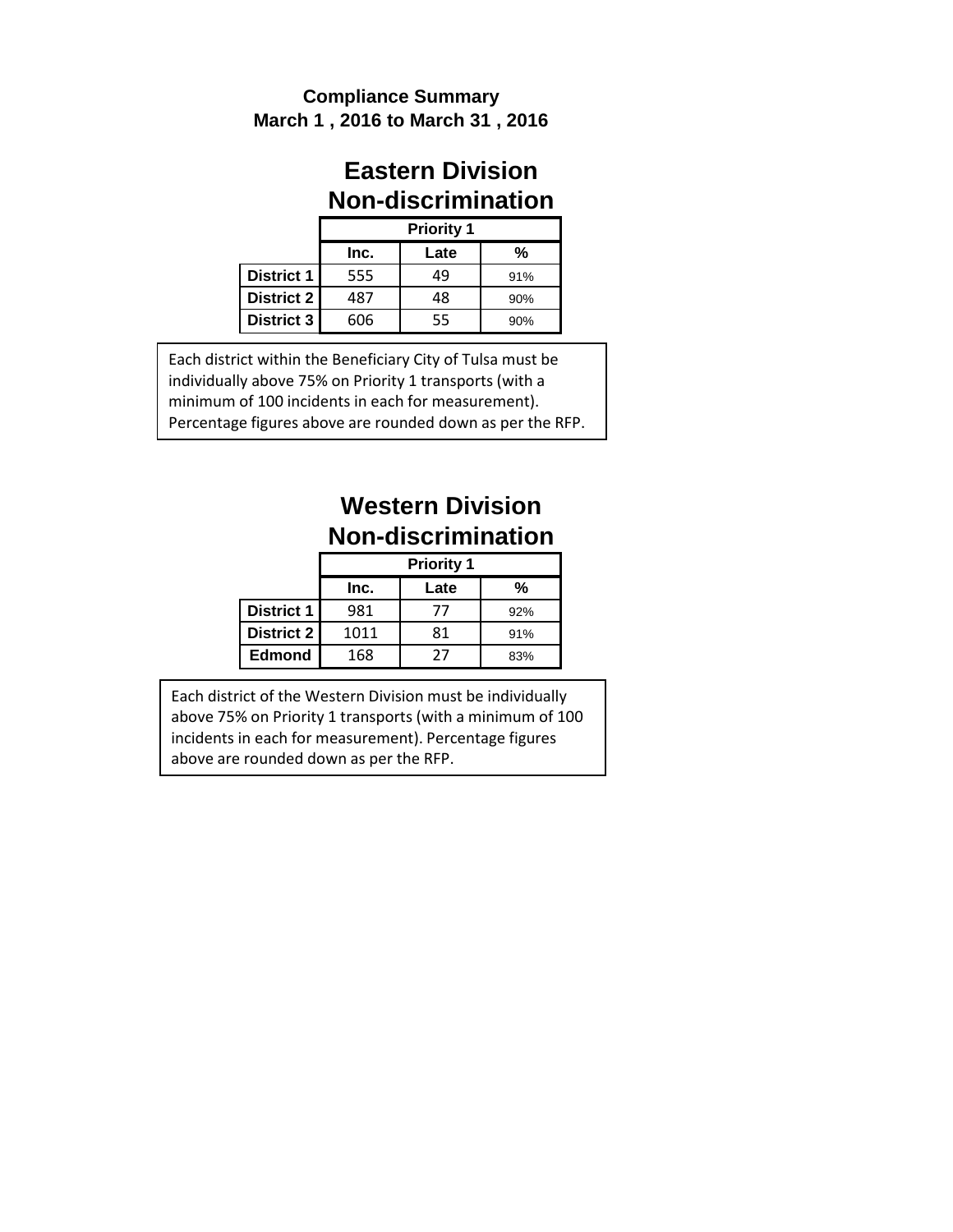**Compliance Summary**
**March 1 , 2016 to March 31 , 2016**

## Eastern Division
## Non-discrimination

| | Priority 1 | | |
|---|---|---|---|
| | **Inc.** | **Late** | **%** |
| **District 1** | 555 | 49 | 91% |
| **District 2** | 487 | 48 | 90% |
| **District 3** | 606 | 55 | 90% |

Each district within the Beneficiary City of Tulsa must be individually above 75% on Priority 1 transports (with a minimum of 100 incidents in each for measurement). Percentage figures above are rounded down as per the RFP.

## Western Division
## Non-discrimination

| | Priority 1 | | |
|---|---|---|---|
| | **Inc.** | **Late** | **%** |
| **District 1** | 981 | 77 | 92% |
| **District 2** | 1011 | 81 | 91% |
| **Edmond** | 168 | 27 | 83% |

Each district of the Western Division must be individually above 75% on Priority 1 transports (with a minimum of 100 incidents in each for measurement). Percentage figures above are rounded down as per the RFP.